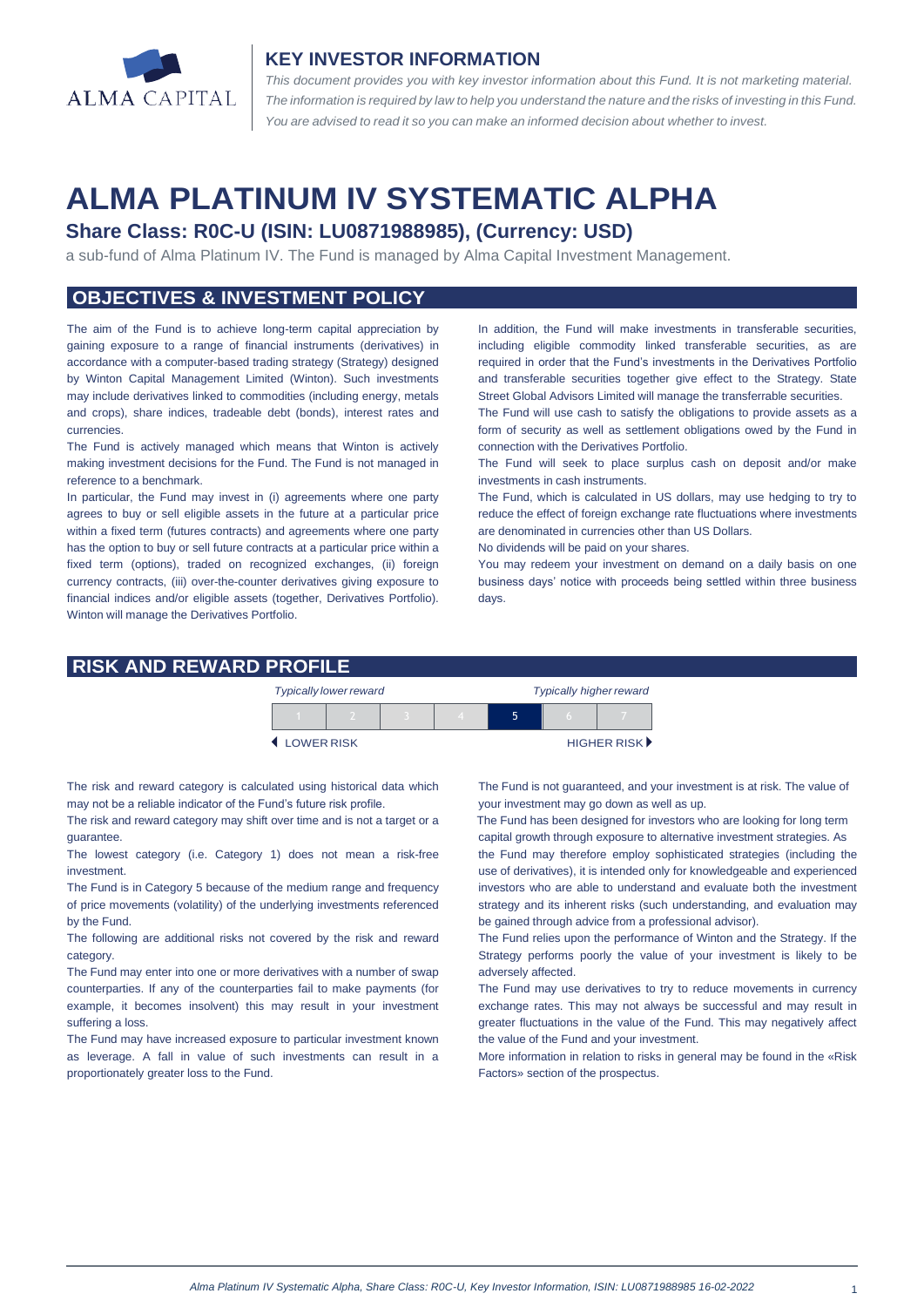# KEY INVESTOR INFORMATION

*This document provides you with key investor information about this Fund. It is not marketing material. The information is required by law to help you understand the nature and the risks of investing in this Fund. You are advised to read it so you can make an informed decision about whether to invest.*

# ALMA PLATINUM IV SYSTEMATIC ALPHA

## Share Class: R0C-U (ISIN: LU0871988985), (Currency: USD)

a sub-fund of Alma Platinum IV. The Fund is managed by Alma Capital Investment Management.

## OBJECTIVES & INVESTMENT POLICY

The aim of the Fund is to achieve long-term capital appreciation by gaining exposure to a range of financial instruments (derivatives) in accordance with a computer-based trading strategy (Strategy) designed by Winton Capital Management Limited (Winton). Such investments may include derivatives linked to commodities (including energy, metals and crops), share indices, tradeable debt (bonds), interest rates and currencies.

The Fund is actively managed which means that Winton is actively making investment decisions for the Fund. The Fund is not managed in reference to a benchmark.

In particular, the Fund may invest in (i) agreements where one party agrees to buy or sell eligible assets in the future at a particular price within a fixed term (futures contracts) and agreements where one party has the option to buy or sell future contracts at a particular price within a fixed term (options), traded on recognized exchanges, (ii) foreign currency contracts, (iii) over-the-counter derivatives giving exposure to financial indices and/or eligible assets (together, Derivatives Portfolio). Winton will manage the Derivatives Portfolio.

In addition, the Fund will make investments in transferable securities, including eligible commodity linked transferable securities, as are required in order that the Fund's investments in the Derivatives Portfolio and transferable securities together give effect to the Strategy. State Street Global Advisors Limited will manage the transferrable securities.

The Fund will use cash to satisfy the obligations to provide assets as a form of security as well as settlement obligations owed by the Fund in connection with the Derivatives Portfolio.

The Fund will seek to place surplus cash on deposit and/or make investments in cash instruments.

The Fund, which is calculated in US dollars, may use hedging to try to reduce the effect of foreign exchange rate fluctuations where investments are denominated in currencies other than US Dollars.

No dividends will be paid on your shares.

You may redeem your investment on demand on a daily basis on one business days' notice with proceeds being settled within three business days.

## RISK AND REWARD PROFILE

| *Typically lower reward* | | | | | | *Typically higher reward* |
|---|---|---|---|---|---|---|
| 1 | 2 | 3 | 4 | **5** | 6 | 7 |
| ◀ LOWER RISK | | | | | | HIGHER RISK ▶ |

The risk and reward category is calculated using historical data which may not be a reliable indicator of the Fund's future risk profile.

The risk and reward category may shift over time and is not a target or a guarantee.

The lowest category (i.e. Category 1) does not mean a risk-free investment.

The Fund is in Category 5 because of the medium range and frequency of price movements (volatility) of the underlying investments referenced by the Fund.

The following are additional risks not covered by the risk and reward category.

The Fund may enter into one or more derivatives with a number of swap counterparties. If any of the counterparties fail to make payments (for example, it becomes insolvent) this may result in your investment suffering a loss.

The Fund may have increased exposure to particular investment known as leverage. A fall in value of such investments can result in a proportionately greater loss to the Fund.

The Fund is not guaranteed, and your investment is at risk. The value of your investment may go down as well as up.

The Fund has been designed for investors who are looking for long term capital growth through exposure to alternative investment strategies. As the Fund may therefore employ sophisticated strategies (including the use of derivatives), it is intended only for knowledgeable and experienced investors who are able to understand and evaluate both the investment strategy and its inherent risks (such understanding, and evaluation may be gained through advice from a professional advisor).

The Fund relies upon the performance of Winton and the Strategy. If the Strategy performs poorly the value of your investment is likely to be adversely affected.

The Fund may use derivatives to try to reduce movements in currency exchange rates. This may not always be successful and may result in greater fluctuations in the value of the Fund. This may negatively affect the value of the Fund and your investment.

More information in relation to risks in general may be found in the «Risk Factors» section of the prospectus.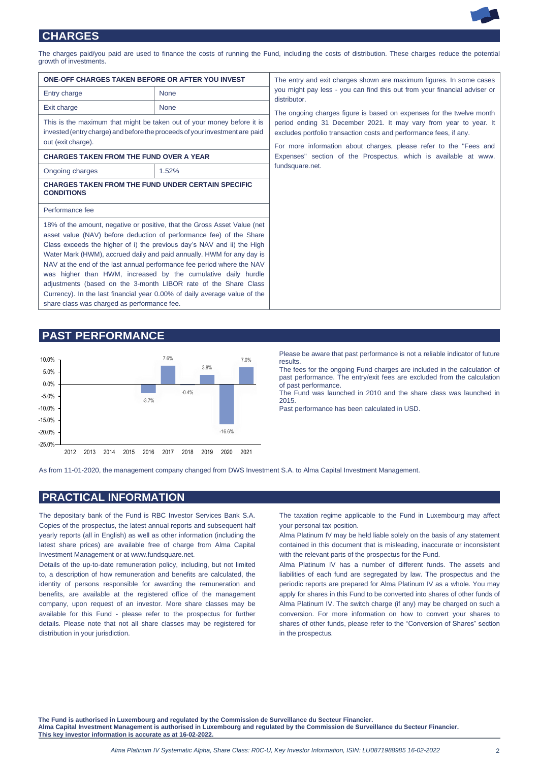## CHARGES

The charges paid/you paid are used to finance the costs of running the Fund, including the costs of distribution. These charges reduce the potential growth of investments.

| ONE-OFF CHARGES TAKEN BEFORE OR AFTER YOU INVEST | |
|---|---|
| Entry charge | None |
| Exit charge | None |
| This is the maximum that might be taken out of your money before it is invested (entry charge) and before the proceeds of your investment are paid out (exit charge). | |
| **CHARGES TAKEN FROM THE FUND OVER A YEAR** | |
| Ongoing charges | 1.52% |
| **CHARGES TAKEN FROM THE FUND UNDER CERTAIN SPECIFIC CONDITIONS** | |
| Performance fee | |
| 18% of the amount, negative or positive, that the Gross Asset Value (net asset value (NAV) before deduction of performance fee) of the Share Class exceeds the higher of i) the previous day's NAV and ii) the High Water Mark (HWM), accrued daily and paid annually. HWM for any day is NAV at the end of the last annual performance fee period where the NAV was higher than HWM, increased by the cumulative daily hurdle adjustments (based on the 3-month LIBOR rate of the Share Class Currency). In the last financial year 0.00% of daily average value of the share class was charged as performance fee. | |

The entry and exit charges shown are maximum figures. In some cases you might pay less - you can find this out from your financial adviser or distributor.

The ongoing charges figure is based on expenses for the twelve month period ending 31 December 2021. It may vary from year to year. It excludes portfolio transaction costs and performance fees, if any.

For more information about charges, please refer to the "Fees and Expenses" section of the Prospectus, which is available at www.fundsquare.net.

## PAST PERFORMANCE

10.0%
5.0%
0.0%
-5.0%
-10.0%
-15.0%
-20.0%
-25.0%

2012 2013 2014 2015 2016 2017 2018 2019 2020 2021

-3.7% 7.6% -0.4% 3.8% -16.6% 7.0%

Please be aware that past performance is not a reliable indicator of future results.

The fees for the ongoing Fund charges are included in the calculation of past performance. The entry/exit fees are excluded from the calculation of past performance.

The Fund was launched in 2010 and the share class was launched in 2015.

Past performance has been calculated in USD.

As from 11-01-2020, the management company changed from DWS Investment S.A. to Alma Capital Investment Management.

## PRACTICAL INFORMATION

The depositary bank of the Fund is RBC Investor Services Bank S.A. Copies of the prospectus, the latest annual reports and subsequent half yearly reports (all in English) as well as other information (including the latest share prices) are available free of charge from Alma Capital Investment Management or at www.fundsquare.net.

Details of the up-to-date remuneration policy, including, but not limited to, a description of how remuneration and benefits are calculated, the identity of persons responsible for awarding the remuneration and benefits, are available at the registered office of the management company, upon request of an investor. More share classes may be available for this Fund - please refer to the prospectus for further details. Please note that not all share classes may be registered for distribution in your jurisdiction.

The taxation regime applicable to the Fund in Luxembourg may affect your personal tax position.

Alma Platinum IV may be held liable solely on the basis of any statement contained in this document that is misleading, inaccurate or inconsistent with the relevant parts of the prospectus for the Fund.

Alma Platinum IV has a number of different funds. The assets and liabilities of each fund are segregated by law. The prospectus and the periodic reports are prepared for Alma Platinum IV as a whole. You may apply for shares in this Fund to be converted into shares of other funds of Alma Platinum IV. The switch charge (if any) may be charged on such a conversion. For more information on how to convert your shares to shares of other funds, please refer to the "Conversion of Shares" section in the prospectus.

**The Fund is authorised in Luxembourg and regulated by the Commission de Surveillance du Secteur Financier.**
**Alma Capital Investment Management is authorised in Luxembourg and regulated by the Commission de Surveillance du Secteur Financier.**
**This key investor information is accurate as at 16-02-2022.**